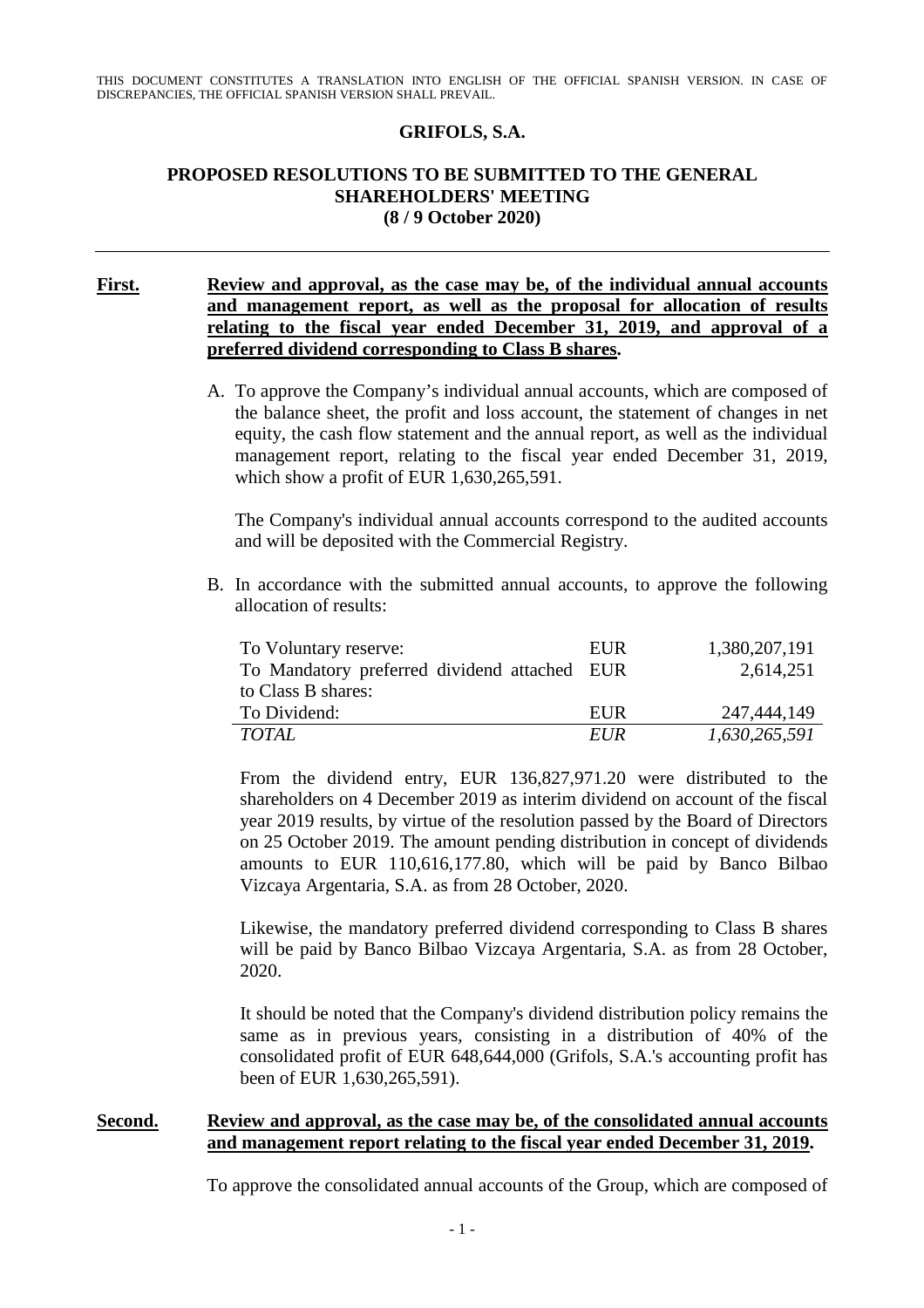THIS DOCUMENT CONSTITUTES A TRANSLATION INTO ENGLISH OF THE OFFICIAL SPANISH VERSION. IN CASE OF DISCREPANCIES, THE OFFICIAL SPANISH VERSION SHALL PREVAIL.

# GRIFOLS, S.A.

## PROPOSED RESOLUTIONS TO BE SUBMITTED TO THE GENERAL SHAREHOLDERS' MEETING (8 / 9 October 2020)

---

**First.** **Review and approval, as the case may be, of the individual annual accounts and management report, as well as the proposal for allocation of results relating to the fiscal year ended December 31, 2019, and approval of a preferred dividend corresponding to Class B shares.**

A. To approve the Company's individual annual accounts, which are composed of the balance sheet, the profit and loss account, the statement of changes in net equity, the cash flow statement and the annual report, as well as the individual management report, relating to the fiscal year ended December 31, 2019, which show a profit of EUR 1,630,265,591.

The Company's individual annual accounts correspond to the audited accounts and will be deposited with the Commercial Registry.

B. In accordance with the submitted annual accounts, to approve the following allocation of results:

| | | |
|---|---|---|
| To Voluntary reserve: | EUR | 1,380,207,191 |
| To Mandatory preferred dividend attached to Class B shares: | EUR | 2,614,251 |
| To Dividend: | EUR | 247,444,149 |
| *TOTAL* | *EUR* | *1,630,265,591* |

From the dividend entry, EUR 136,827,971.20 were distributed to the shareholders on 4 December 2019 as interim dividend on account of the fiscal year 2019 results, by virtue of the resolution passed by the Board of Directors on 25 October 2019. The amount pending distribution in concept of dividends amounts to EUR 110,616,177.80, which will be paid by Banco Bilbao Vizcaya Argentaria, S.A. as from 28 October, 2020.

Likewise, the mandatory preferred dividend corresponding to Class B shares will be paid by Banco Bilbao Vizcaya Argentaria, S.A. as from 28 October, 2020.

It should be noted that the Company's dividend distribution policy remains the same as in previous years, consisting in a distribution of 40% of the consolidated profit of EUR 648,644,000 (Grifols, S.A.'s accounting profit has been of EUR 1,630,265,591).

**Second.** **Review and approval, as the case may be, of the consolidated annual accounts and management report relating to the fiscal year ended December 31, 2019.**

To approve the consolidated annual accounts of the Group, which are composed of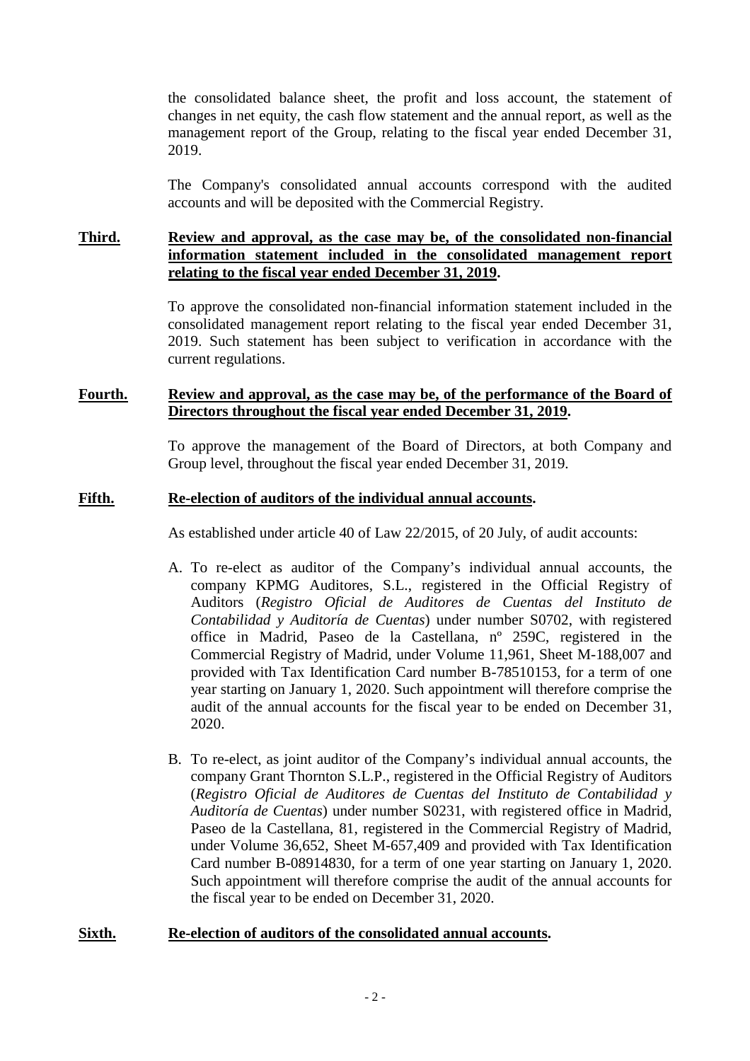the consolidated balance sheet, the profit and loss account, the statement of changes in net equity, the cash flow statement and the annual report, as well as the management report of the Group, relating to the fiscal year ended December 31, 2019.

The Company's consolidated annual accounts correspond with the audited accounts and will be deposited with the Commercial Registry.

**Third. Review and approval, as the case may be, of the consolidated non-financial information statement included in the consolidated management report relating to the fiscal year ended December 31, 2019.**

To approve the consolidated non-financial information statement included in the consolidated management report relating to the fiscal year ended December 31, 2019. Such statement has been subject to verification in accordance with the current regulations.

**Fourth. Review and approval, as the case may be, of the performance of the Board of Directors throughout the fiscal year ended December 31, 2019.**

To approve the management of the Board of Directors, at both Company and Group level, throughout the fiscal year ended December 31, 2019.

**Fifth. Re-election of auditors of the individual annual accounts.**

As established under article 40 of Law 22/2015, of 20 July, of audit accounts:

A. To re-elect as auditor of the Company's individual annual accounts, the company KPMG Auditores, S.L., registered in the Official Registry of Auditors (*Registro Oficial de Auditores de Cuentas del Instituto de Contabilidad y Auditoría de Cuentas*) under number S0702, with registered office in Madrid, Paseo de la Castellana, nº 259C, registered in the Commercial Registry of Madrid, under Volume 11,961, Sheet M-188,007 and provided with Tax Identification Card number B-78510153, for a term of one year starting on January 1, 2020. Such appointment will therefore comprise the audit of the annual accounts for the fiscal year to be ended on December 31, 2020.

B. To re-elect, as joint auditor of the Company's individual annual accounts, the company Grant Thornton S.L.P., registered in the Official Registry of Auditors (*Registro Oficial de Auditores de Cuentas del Instituto de Contabilidad y Auditoría de Cuentas*) under number S0231, with registered office in Madrid, Paseo de la Castellana, 81, registered in the Commercial Registry of Madrid, under Volume 36,652, Sheet M-657,409 and provided with Tax Identification Card number B-08914830, for a term of one year starting on January 1, 2020. Such appointment will therefore comprise the audit of the annual accounts for the fiscal year to be ended on December 31, 2020.

**Sixth. Re-election of auditors of the consolidated annual accounts.**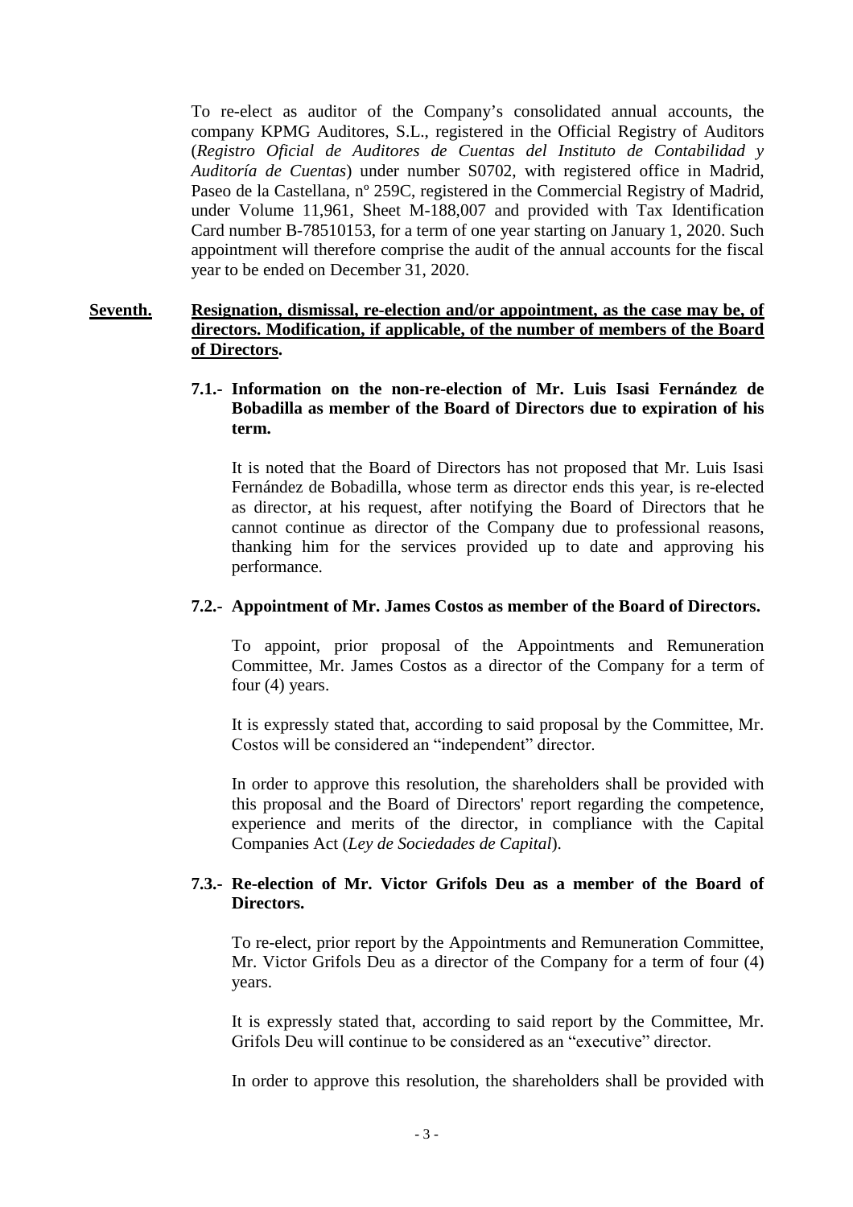To re-elect as auditor of the Company's consolidated annual accounts, the company KPMG Auditores, S.L., registered in the Official Registry of Auditors (*Registro Oficial de Auditores de Cuentas del Instituto de Contabilidad y Auditoría de Cuentas*) under number S0702, with registered office in Madrid, Paseo de la Castellana, nº 259C, registered in the Commercial Registry of Madrid, under Volume 11,961, Sheet M-188,007 and provided with Tax Identification Card number B-78510153, for a term of one year starting on January 1, 2020. Such appointment will therefore comprise the audit of the annual accounts for the fiscal year to be ended on December 31, 2020.

**Seventh. Resignation, dismissal, re-election and/or appointment, as the case may be, of directors. Modification, if applicable, of the number of members of the Board of Directors.**

**7.1.- Information on the non-re-election of Mr. Luis Isasi Fernández de Bobadilla as member of the Board of Directors due to expiration of his term.**

It is noted that the Board of Directors has not proposed that Mr. Luis Isasi Fernández de Bobadilla, whose term as director ends this year, is re-elected as director, at his request, after notifying the Board of Directors that he cannot continue as director of the Company due to professional reasons, thanking him for the services provided up to date and approving his performance.

**7.2.- Appointment of Mr. James Costos as member of the Board of Directors.**

To appoint, prior proposal of the Appointments and Remuneration Committee, Mr. James Costos as a director of the Company for a term of four (4) years.

It is expressly stated that, according to said proposal by the Committee, Mr. Costos will be considered an "independent" director.

In order to approve this resolution, the shareholders shall be provided with this proposal and the Board of Directors' report regarding the competence, experience and merits of the director, in compliance with the Capital Companies Act (*Ley de Sociedades de Capital*).

**7.3.- Re-election of Mr. Victor Grifols Deu as a member of the Board of Directors.**

To re-elect, prior report by the Appointments and Remuneration Committee, Mr. Victor Grifols Deu as a director of the Company for a term of four (4) years.

It is expressly stated that, according to said report by the Committee, Mr. Grifols Deu will continue to be considered as an "executive" director.

In order to approve this resolution, the shareholders shall be provided with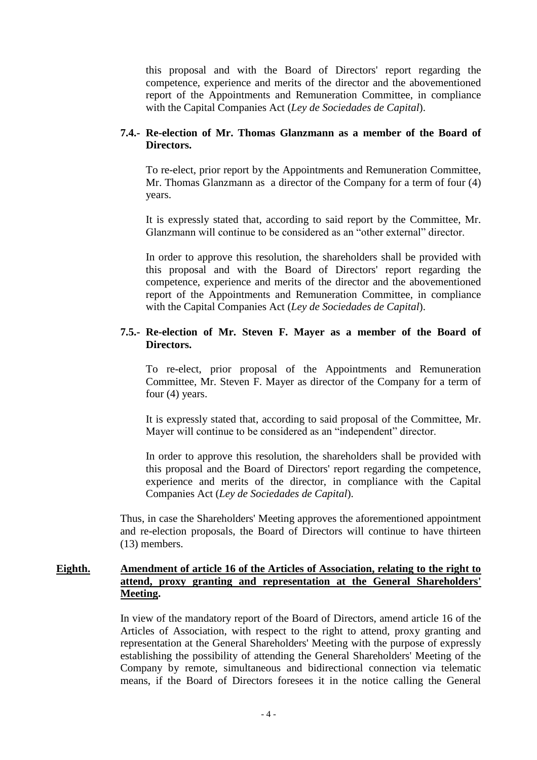this proposal and with the Board of Directors' report regarding the competence, experience and merits of the director and the abovementioned report of the Appointments and Remuneration Committee, in compliance with the Capital Companies Act (*Ley de Sociedades de Capital*).

**7.4.- Re-election of Mr. Thomas Glanzmann as a member of the Board of Directors.**

To re-elect, prior report by the Appointments and Remuneration Committee, Mr. Thomas Glanzmann as a director of the Company for a term of four (4) years.

It is expressly stated that, according to said report by the Committee, Mr. Glanzmann will continue to be considered as an "other external" director.

In order to approve this resolution, the shareholders shall be provided with this proposal and with the Board of Directors' report regarding the competence, experience and merits of the director and the abovementioned report of the Appointments and Remuneration Committee, in compliance with the Capital Companies Act (*Ley de Sociedades de Capital*).

**7.5.- Re-election of Mr. Steven F. Mayer as a member of the Board of Directors.**

To re-elect, prior proposal of the Appointments and Remuneration Committee, Mr. Steven F. Mayer as director of the Company for a term of four (4) years.

It is expressly stated that, according to said proposal of the Committee, Mr. Mayer will continue to be considered as an "independent" director.

In order to approve this resolution, the shareholders shall be provided with this proposal and the Board of Directors' report regarding the competence, experience and merits of the director, in compliance with the Capital Companies Act (*Ley de Sociedades de Capital*).

Thus, in case the Shareholders' Meeting approves the aforementioned appointment and re-election proposals, the Board of Directors will continue to have thirteen (13) members.

**Eighth.** **Amendment of article 16 of the Articles of Association, relating to the right to attend, proxy granting and representation at the General Shareholders' Meeting.**

In view of the mandatory report of the Board of Directors, amend article 16 of the Articles of Association, with respect to the right to attend, proxy granting and representation at the General Shareholders' Meeting with the purpose of expressly establishing the possibility of attending the General Shareholders' Meeting of the Company by remote, simultaneous and bidirectional connection via telematic means, if the Board of Directors foresees it in the notice calling the General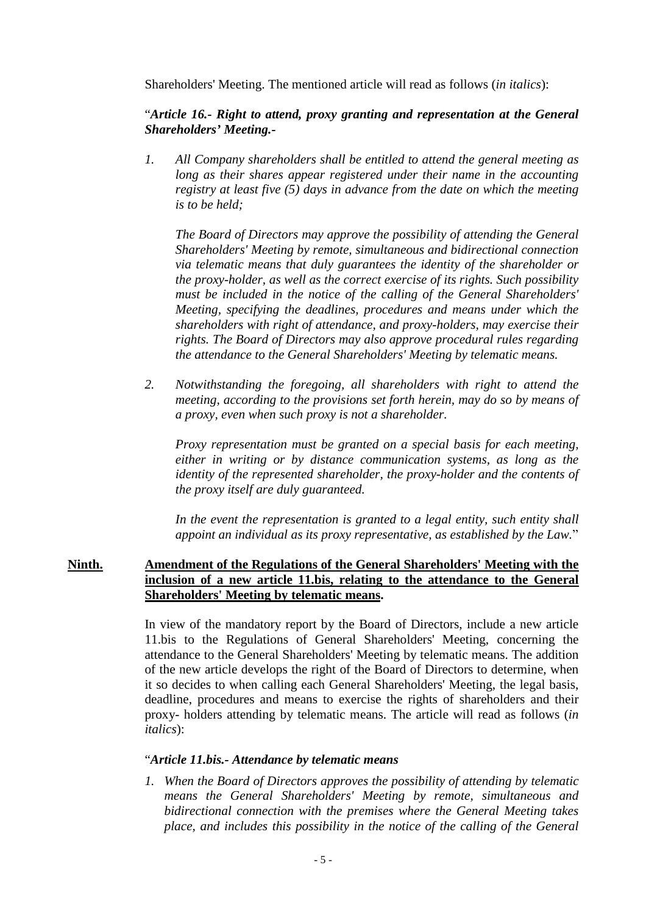Shareholders' Meeting. The mentioned article will read as follows (*in italics*):

"***Article 16.- Right to attend, proxy granting and representation at the General Shareholders' Meeting.-***

1. *All Company shareholders shall be entitled to attend the general meeting as long as their shares appear registered under their name in the accounting registry at least five (5) days in advance from the date on which the meeting is to be held;*

   *The Board of Directors may approve the possibility of attending the General Shareholders' Meeting by remote, simultaneous and bidirectional connection via telematic means that duly guarantees the identity of the shareholder or the proxy-holder, as well as the correct exercise of its rights. Such possibility must be included in the notice of the calling of the General Shareholders' Meeting, specifying the deadlines, procedures and means under which the shareholders with right of attendance, and proxy-holders, may exercise their rights. The Board of Directors may also approve procedural rules regarding the attendance to the General Shareholders' Meeting by telematic means.*

2. *Notwithstanding the foregoing, all shareholders with right to attend the meeting, according to the provisions set forth herein, may do so by means of a proxy, even when such proxy is not a shareholder.*

   *Proxy representation must be granted on a special basis for each meeting, either in writing or by distance communication systems, as long as the identity of the represented shareholder, the proxy-holder and the contents of the proxy itself are duly guaranteed.*

   *In the event the representation is granted to a legal entity, such entity shall appoint an individual as its proxy representative, as established by the Law.*"

**Ninth.** **Amendment of the Regulations of the General Shareholders' Meeting with the inclusion of a new article 11.bis, relating to the attendance to the General Shareholders' Meeting by telematic means.**

In view of the mandatory report by the Board of Directors, include a new article 11.bis to the Regulations of General Shareholders' Meeting, concerning the attendance to the General Shareholders' Meeting by telematic means. The addition of the new article develops the right of the Board of Directors to determine, when it so decides to when calling each General Shareholders' Meeting, the legal basis, deadline, procedures and means to exercise the rights of shareholders and their proxy- holders attending by telematic means. The article will read as follows (*in italics*):

"***Article 11.bis.- Attendance by telematic means***

1. *When the Board of Directors approves the possibility of attending by telematic means the General Shareholders' Meeting by remote, simultaneous and bidirectional connection with the premises where the General Meeting takes place, and includes this possibility in the notice of the calling of the General*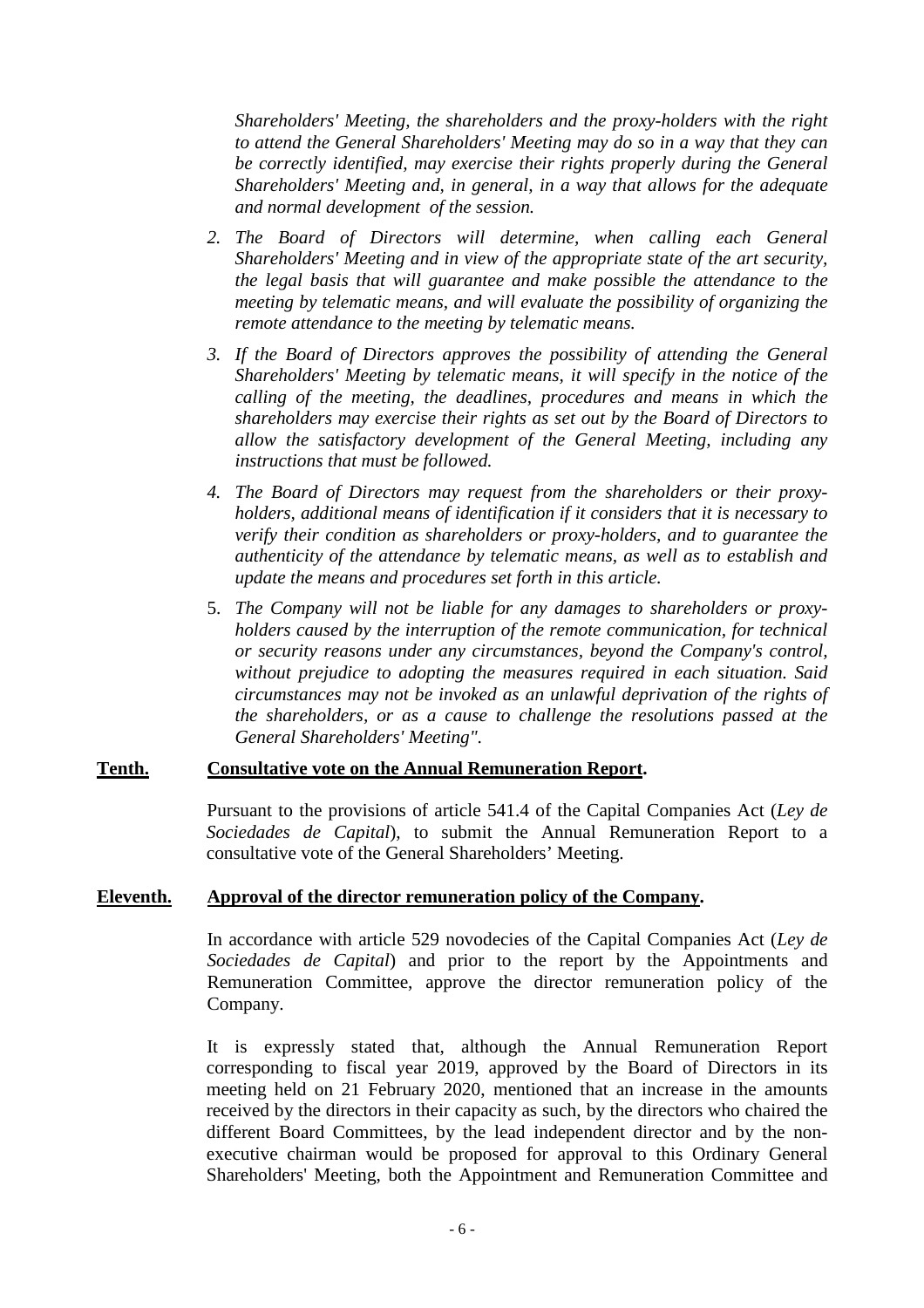*Shareholders' Meeting, the shareholders and the proxy-holders with the right to attend the General Shareholders' Meeting may do so in a way that they can be correctly identified, may exercise their rights properly during the General Shareholders' Meeting and, in general, in a way that allows for the adequate and normal development of the session.*

2. *The Board of Directors will determine, when calling each General Shareholders' Meeting and in view of the appropriate state of the art security, the legal basis that will guarantee and make possible the attendance to the meeting by telematic means, and will evaluate the possibility of organizing the remote attendance to the meeting by telematic means.*
3. *If the Board of Directors approves the possibility of attending the General Shareholders' Meeting by telematic means, it will specify in the notice of the calling of the meeting, the deadlines, procedures and means in which the shareholders may exercise their rights as set out by the Board of Directors to allow the satisfactory development of the General Meeting, including any instructions that must be followed.*
4. *The Board of Directors may request from the shareholders or their proxy-holders, additional means of identification if it considers that it is necessary to verify their condition as shareholders or proxy-holders, and to guarantee the authenticity of the attendance by telematic means, as well as to establish and update the means and procedures set forth in this article.*
5. *The Company will not be liable for any damages to shareholders or proxy-holders caused by the interruption of the remote communication, for technical or security reasons under any circumstances, beyond the Company's control, without prejudice to adopting the measures required in each situation. Said circumstances may not be invoked as an unlawful deprivation of the rights of the shareholders, or as a cause to challenge the resolutions passed at the General Shareholders' Meeting".*

**Tenth. Consultative vote on the Annual Remuneration Report.**

Pursuant to the provisions of article 541.4 of the Capital Companies Act (*Ley de Sociedades de Capital*), to submit the Annual Remuneration Report to a consultative vote of the General Shareholders' Meeting.

**Eleventh. Approval of the director remuneration policy of the Company.**

In accordance with article 529 novodecies of the Capital Companies Act (*Ley de Sociedades de Capital*) and prior to the report by the Appointments and Remuneration Committee, approve the director remuneration policy of the Company.

It is expressly stated that, although the Annual Remuneration Report corresponding to fiscal year 2019, approved by the Board of Directors in its meeting held on 21 February 2020, mentioned that an increase in the amounts received by the directors in their capacity as such, by the directors who chaired the different Board Committees, by the lead independent director and by the non-executive chairman would be proposed for approval to this Ordinary General Shareholders' Meeting, both the Appointment and Remuneration Committee and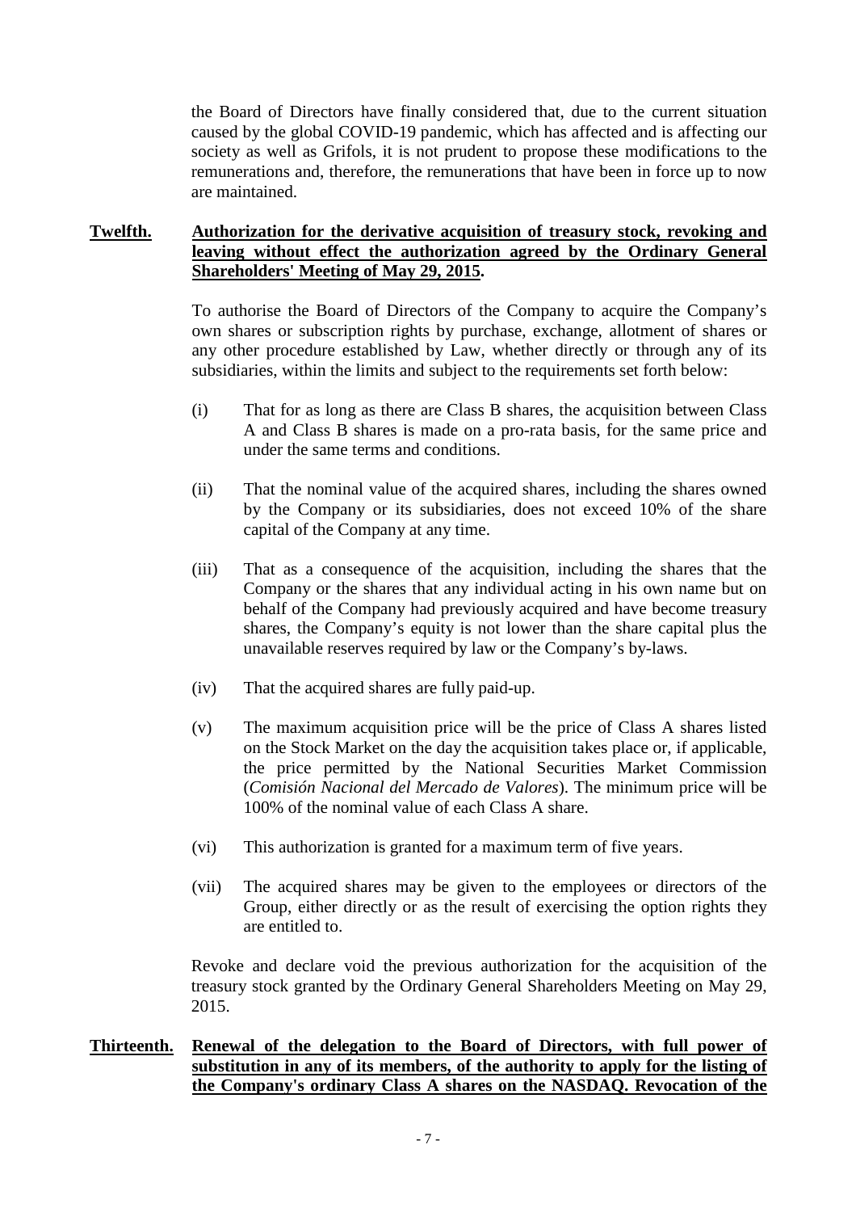the Board of Directors have finally considered that, due to the current situation caused by the global COVID-19 pandemic, which has affected and is affecting our society as well as Grifols, it is not prudent to propose these modifications to the remunerations and, therefore, the remunerations that have been in force up to now are maintained.

**Twelfth. Authorization for the derivative acquisition of treasury stock, revoking and leaving without effect the authorization agreed by the Ordinary General Shareholders' Meeting of May 29, 2015.**

To authorise the Board of Directors of the Company to acquire the Company's own shares or subscription rights by purchase, exchange, allotment of shares or any other procedure established by Law, whether directly or through any of its subsidiaries, within the limits and subject to the requirements set forth below:

(i) That for as long as there are Class B shares, the acquisition between Class A and Class B shares is made on a pro-rata basis, for the same price and under the same terms and conditions.

(ii) That the nominal value of the acquired shares, including the shares owned by the Company or its subsidiaries, does not exceed 10% of the share capital of the Company at any time.

(iii) That as a consequence of the acquisition, including the shares that the Company or the shares that any individual acting in his own name but on behalf of the Company had previously acquired and have become treasury shares, the Company's equity is not lower than the share capital plus the unavailable reserves required by law or the Company's by-laws.

(iv) That the acquired shares are fully paid-up.

(v) The maximum acquisition price will be the price of Class A shares listed on the Stock Market on the day the acquisition takes place or, if applicable, the price permitted by the National Securities Market Commission (*Comisión Nacional del Mercado de Valores*). The minimum price will be 100% of the nominal value of each Class A share.

(vi) This authorization is granted for a maximum term of five years.

(vii) The acquired shares may be given to the employees or directors of the Group, either directly or as the result of exercising the option rights they are entitled to.

Revoke and declare void the previous authorization for the acquisition of the treasury stock granted by the Ordinary General Shareholders Meeting on May 29, 2015.

**Thirteenth. Renewal of the delegation to the Board of Directors, with full power of substitution in any of its members, of the authority to apply for the listing of the Company's ordinary Class A shares on the NASDAQ. Revocation of the**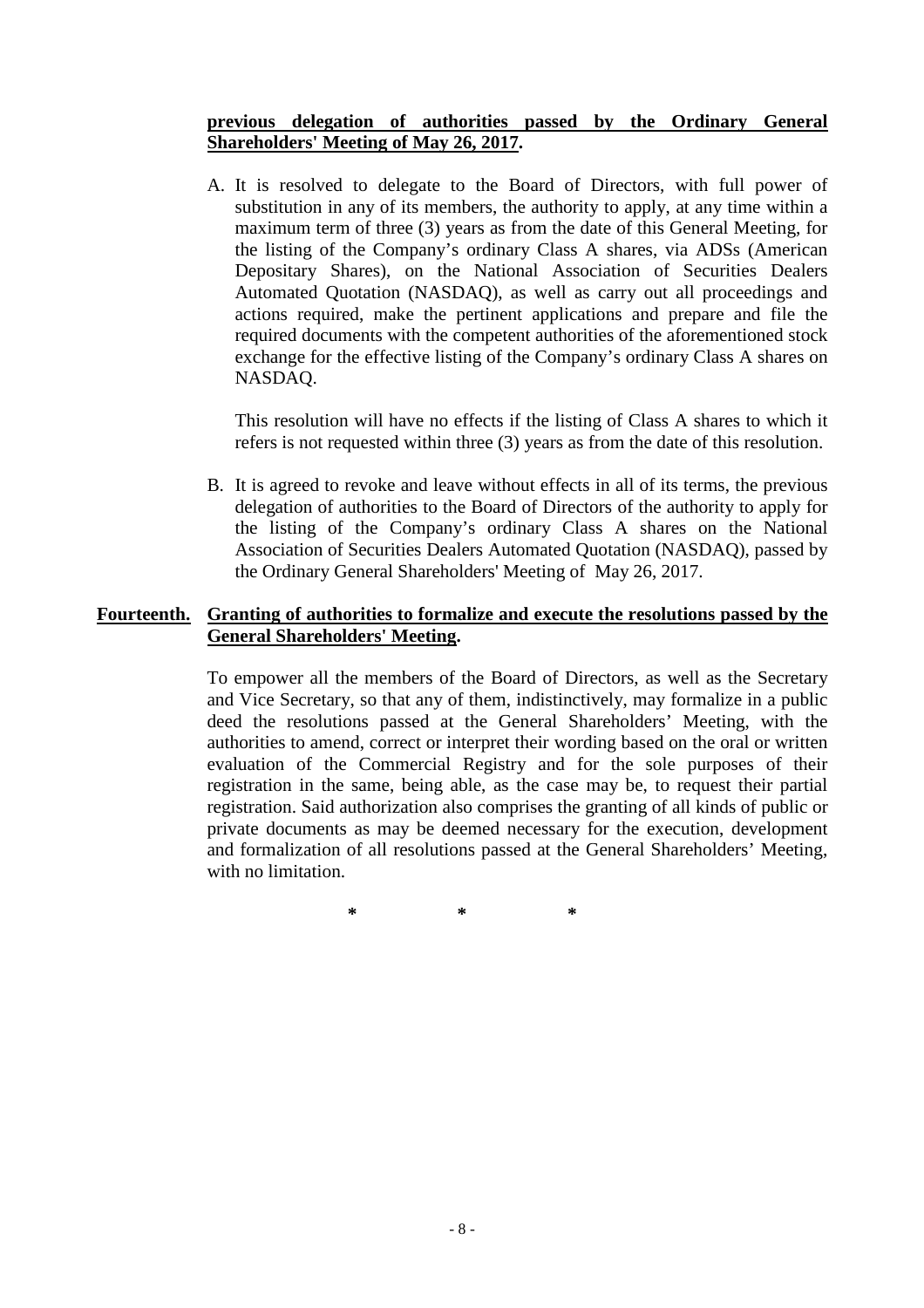**previous delegation of authorities passed by the Ordinary General Shareholders' Meeting of May 26, 2017.**

A. It is resolved to delegate to the Board of Directors, with full power of substitution in any of its members, the authority to apply, at any time within a maximum term of three (3) years as from the date of this General Meeting, for the listing of the Company's ordinary Class A shares, via ADSs (American Depositary Shares), on the National Association of Securities Dealers Automated Quotation (NASDAQ), as well as carry out all proceedings and actions required, make the pertinent applications and prepare and file the required documents with the competent authorities of the aforementioned stock exchange for the effective listing of the Company's ordinary Class A shares on NASDAQ.

   This resolution will have no effects if the listing of Class A shares to which it refers is not requested within three (3) years as from the date of this resolution.

B. It is agreed to revoke and leave without effects in all of its terms, the previous delegation of authorities to the Board of Directors of the authority to apply for the listing of the Company's ordinary Class A shares on the National Association of Securities Dealers Automated Quotation (NASDAQ), passed by the Ordinary General Shareholders' Meeting of May 26, 2017.

**Fourteenth. Granting of authorities to formalize and execute the resolutions passed by the General Shareholders' Meeting.**

To empower all the members of the Board of Directors, as well as the Secretary and Vice Secretary, so that any of them, indistinctively, may formalize in a public deed the resolutions passed at the General Shareholders' Meeting, with the authorities to amend, correct or interpret their wording based on the oral or written evaluation of the Commercial Registry and for the sole purposes of their registration in the same, being able, as the case may be, to request their partial registration. Said authorization also comprises the granting of all kinds of public or private documents as may be deemed necessary for the execution, development and formalization of all resolutions passed at the General Shareholders' Meeting, with no limitation.

\* \* \*